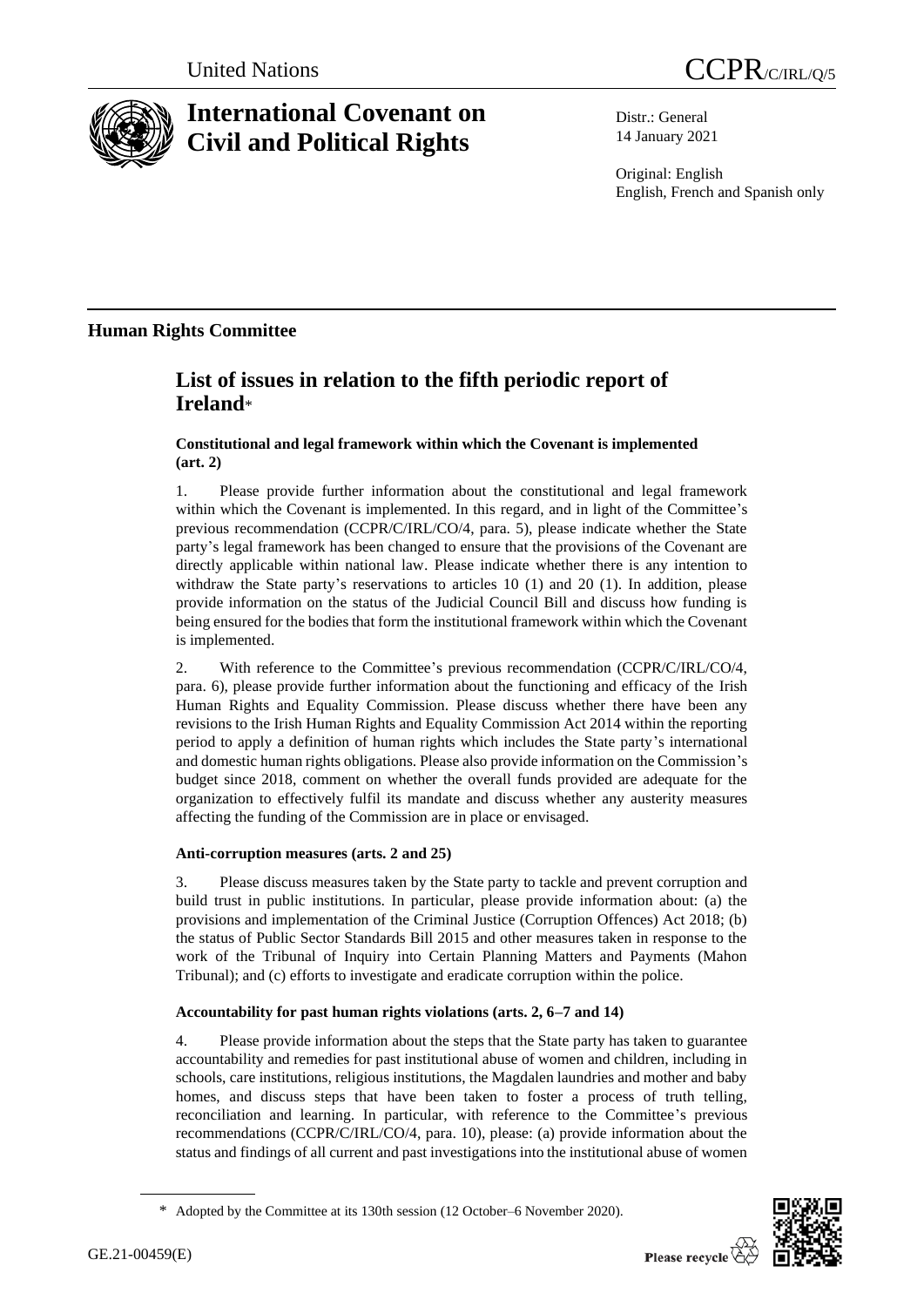United Nations

CCPR/C/IRL/Q/5

# International Covenant on Civil and Political Rights

Distr.: General
14 January 2021

Original: English
English, French and Spanish only

## Human Rights Committee

# List of issues in relation to the fifth periodic report of Ireland*

### Constitutional and legal framework within which the Covenant is implemented (art. 2)

1. Please provide further information about the constitutional and legal framework within which the Covenant is implemented. In this regard, and in light of the Committee's previous recommendation (CCPR/C/IRL/CO/4, para. 5), please indicate whether the State party's legal framework has been changed to ensure that the provisions of the Covenant are directly applicable within national law. Please indicate whether there is any intention to withdraw the State party's reservations to articles 10 (1) and 20 (1). In addition, please provide information on the status of the Judicial Council Bill and discuss how funding is being ensured for the bodies that form the institutional framework within which the Covenant is implemented.

2. With reference to the Committee's previous recommendation (CCPR/C/IRL/CO/4, para. 6), please provide further information about the functioning and efficacy of the Irish Human Rights and Equality Commission. Please discuss whether there have been any revisions to the Irish Human Rights and Equality Commission Act 2014 within the reporting period to apply a definition of human rights which includes the State party's international and domestic human rights obligations. Please also provide information on the Commission's budget since 2018, comment on whether the overall funds provided are adequate for the organization to effectively fulfil its mandate and discuss whether any austerity measures affecting the funding of the Commission are in place or envisaged.

### Anti-corruption measures (arts. 2 and 25)

3. Please discuss measures taken by the State party to tackle and prevent corruption and build trust in public institutions. In particular, please provide information about: (a) the provisions and implementation of the Criminal Justice (Corruption Offences) Act 2018; (b) the status of Public Sector Standards Bill 2015 and other measures taken in response to the work of the Tribunal of Inquiry into Certain Planning Matters and Payments (Mahon Tribunal); and (c) efforts to investigate and eradicate corruption within the police.

### Accountability for past human rights violations (arts. 2, 6–7 and 14)

4. Please provide information about the steps that the State party has taken to guarantee accountability and remedies for past institutional abuse of women and children, including in schools, care institutions, religious institutions, the Magdalen laundries and mother and baby homes, and discuss steps that have been taken to foster a process of truth telling, reconciliation and learning. In particular, with reference to the Committee's previous recommendations (CCPR/C/IRL/CO/4, para. 10), please: (a) provide information about the status and findings of all current and past investigations into the institutional abuse of women

\* Adopted by the Committee at its 130th session (12 October–6 November 2020).

GE.21-00459(E)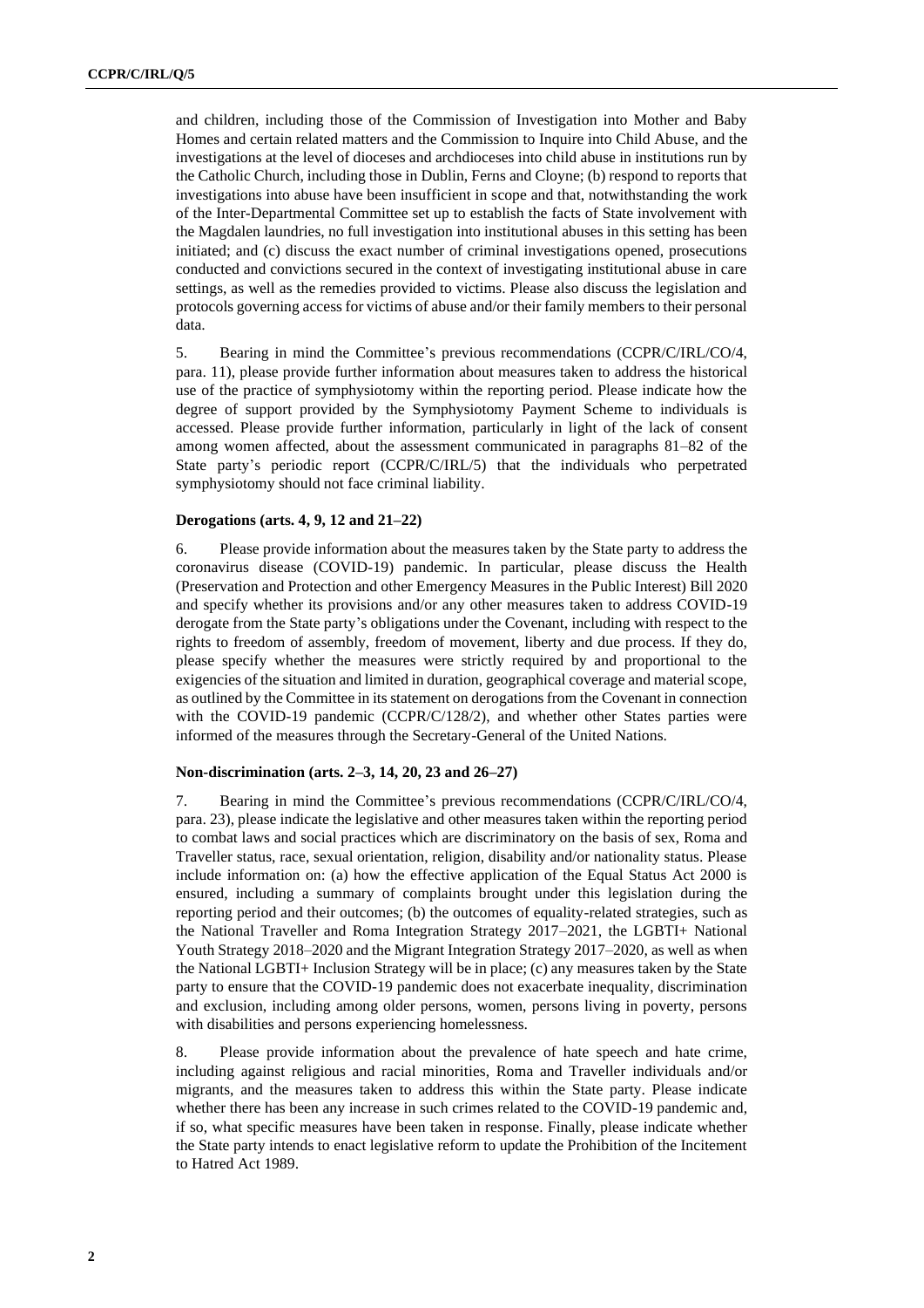and children, including those of the Commission of Investigation into Mother and Baby Homes and certain related matters and the Commission to Inquire into Child Abuse, and the investigations at the level of dioceses and archdioceses into child abuse in institutions run by the Catholic Church, including those in Dublin, Ferns and Cloyne; (b) respond to reports that investigations into abuse have been insufficient in scope and that, notwithstanding the work of the Inter-Departmental Committee set up to establish the facts of State involvement with the Magdalen laundries, no full investigation into institutional abuses in this setting has been initiated; and (c) discuss the exact number of criminal investigations opened, prosecutions conducted and convictions secured in the context of investigating institutional abuse in care settings, as well as the remedies provided to victims. Please also discuss the legislation and protocols governing access for victims of abuse and/or their family members to their personal data.

5. Bearing in mind the Committee's previous recommendations (CCPR/C/IRL/CO/4, para. 11), please provide further information about measures taken to address the historical use of the practice of symphysiotomy within the reporting period. Please indicate how the degree of support provided by the Symphysiotomy Payment Scheme to individuals is accessed. Please provide further information, particularly in light of the lack of consent among women affected, about the assessment communicated in paragraphs 81–82 of the State party's periodic report (CCPR/C/IRL/5) that the individuals who perpetrated symphysiotomy should not face criminal liability.

### Derogations (arts. 4, 9, 12 and 21–22)

6. Please provide information about the measures taken by the State party to address the coronavirus disease (COVID-19) pandemic. In particular, please discuss the Health (Preservation and Protection and other Emergency Measures in the Public Interest) Bill 2020 and specify whether its provisions and/or any other measures taken to address COVID-19 derogate from the State party's obligations under the Covenant, including with respect to the rights to freedom of assembly, freedom of movement, liberty and due process. If they do, please specify whether the measures were strictly required by and proportional to the exigencies of the situation and limited in duration, geographical coverage and material scope, as outlined by the Committee in its statement on derogations from the Covenant in connection with the COVID-19 pandemic (CCPR/C/128/2), and whether other States parties were informed of the measures through the Secretary-General of the United Nations.

### Non-discrimination (arts. 2–3, 14, 20, 23 and 26–27)

7. Bearing in mind the Committee's previous recommendations (CCPR/C/IRL/CO/4, para. 23), please indicate the legislative and other measures taken within the reporting period to combat laws and social practices which are discriminatory on the basis of sex, Roma and Traveller status, race, sexual orientation, religion, disability and/or nationality status. Please include information on: (a) how the effective application of the Equal Status Act 2000 is ensured, including a summary of complaints brought under this legislation during the reporting period and their outcomes; (b) the outcomes of equality-related strategies, such as the National Traveller and Roma Integration Strategy 2017–2021, the LGBTI+ National Youth Strategy 2018–2020 and the Migrant Integration Strategy 2017–2020, as well as when the National LGBTI+ Inclusion Strategy will be in place; (c) any measures taken by the State party to ensure that the COVID-19 pandemic does not exacerbate inequality, discrimination and exclusion, including among older persons, women, persons living in poverty, persons with disabilities and persons experiencing homelessness.

8. Please provide information about the prevalence of hate speech and hate crime, including against religious and racial minorities, Roma and Traveller individuals and/or migrants, and the measures taken to address this within the State party. Please indicate whether there has been any increase in such crimes related to the COVID-19 pandemic and, if so, what specific measures have been taken in response. Finally, please indicate whether the State party intends to enact legislative reform to update the Prohibition of the Incitement to Hatred Act 1989.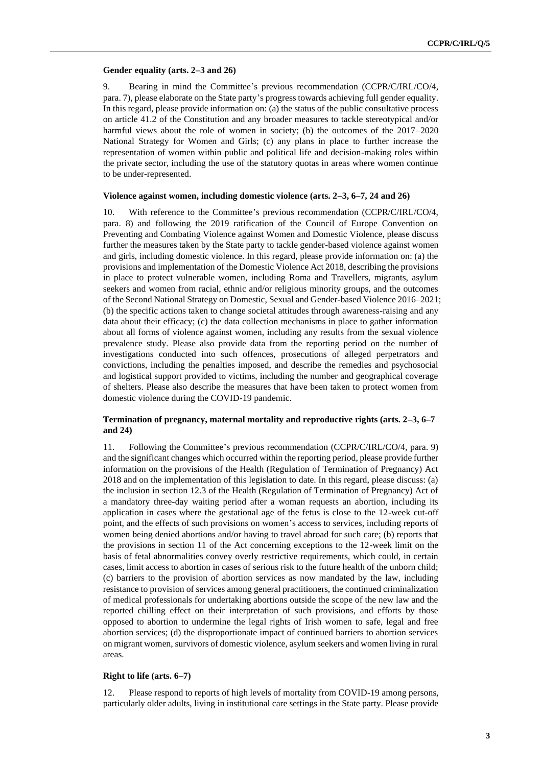### Gender equality (arts. 2–3 and 26)

9. Bearing in mind the Committee's previous recommendation (CCPR/C/IRL/CO/4, para. 7), please elaborate on the State party's progress towards achieving full gender equality. In this regard, please provide information on: (a) the status of the public consultative process on article 41.2 of the Constitution and any broader measures to tackle stereotypical and/or harmful views about the role of women in society; (b) the outcomes of the 2017–2020 National Strategy for Women and Girls; (c) any plans in place to further increase the representation of women within public and political life and decision-making roles within the private sector, including the use of the statutory quotas in areas where women continue to be under-represented.

### Violence against women, including domestic violence (arts. 2–3, 6–7, 24 and 26)

10. With reference to the Committee's previous recommendation (CCPR/C/IRL/CO/4, para. 8) and following the 2019 ratification of the Council of Europe Convention on Preventing and Combating Violence against Women and Domestic Violence, please discuss further the measures taken by the State party to tackle gender-based violence against women and girls, including domestic violence. In this regard, please provide information on: (a) the provisions and implementation of the Domestic Violence Act 2018, describing the provisions in place to protect vulnerable women, including Roma and Travellers, migrants, asylum seekers and women from racial, ethnic and/or religious minority groups, and the outcomes of the Second National Strategy on Domestic, Sexual and Gender-based Violence 2016–2021; (b) the specific actions taken to change societal attitudes through awareness-raising and any data about their efficacy; (c) the data collection mechanisms in place to gather information about all forms of violence against women, including any results from the sexual violence prevalence study. Please also provide data from the reporting period on the number of investigations conducted into such offences, prosecutions of alleged perpetrators and convictions, including the penalties imposed, and describe the remedies and psychosocial and logistical support provided to victims, including the number and geographical coverage of shelters. Please also describe the measures that have been taken to protect women from domestic violence during the COVID-19 pandemic.

### Termination of pregnancy, maternal mortality and reproductive rights (arts. 2–3, 6–7 and 24)

11. Following the Committee's previous recommendation (CCPR/C/IRL/CO/4, para. 9) and the significant changes which occurred within the reporting period, please provide further information on the provisions of the Health (Regulation of Termination of Pregnancy) Act 2018 and on the implementation of this legislation to date. In this regard, please discuss: (a) the inclusion in section 12.3 of the Health (Regulation of Termination of Pregnancy) Act of a mandatory three-day waiting period after a woman requests an abortion, including its application in cases where the gestational age of the fetus is close to the 12-week cut-off point, and the effects of such provisions on women's access to services, including reports of women being denied abortions and/or having to travel abroad for such care; (b) reports that the provisions in section 11 of the Act concerning exceptions to the 12-week limit on the basis of fetal abnormalities convey overly restrictive requirements, which could, in certain cases, limit access to abortion in cases of serious risk to the future health of the unborn child; (c) barriers to the provision of abortion services as now mandated by the law, including resistance to provision of services among general practitioners, the continued criminalization of medical professionals for undertaking abortions outside the scope of the new law and the reported chilling effect on their interpretation of such provisions, and efforts by those opposed to abortion to undermine the legal rights of Irish women to safe, legal and free abortion services; (d) the disproportionate impact of continued barriers to abortion services on migrant women, survivors of domestic violence, asylum seekers and women living in rural areas.

### Right to life (arts. 6–7)

12. Please respond to reports of high levels of mortality from COVID-19 among persons, particularly older adults, living in institutional care settings in the State party. Please provide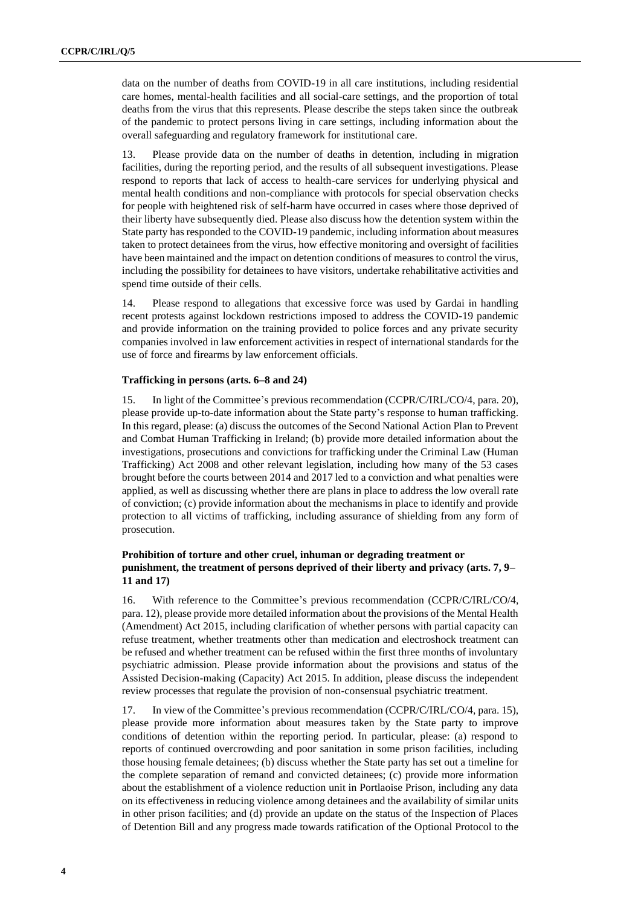data on the number of deaths from COVID-19 in all care institutions, including residential care homes, mental-health facilities and all social-care settings, and the proportion of total deaths from the virus that this represents. Please describe the steps taken since the outbreak of the pandemic to protect persons living in care settings, including information about the overall safeguarding and regulatory framework for institutional care.

13. Please provide data on the number of deaths in detention, including in migration facilities, during the reporting period, and the results of all subsequent investigations. Please respond to reports that lack of access to health-care services for underlying physical and mental health conditions and non-compliance with protocols for special observation checks for people with heightened risk of self-harm have occurred in cases where those deprived of their liberty have subsequently died. Please also discuss how the detention system within the State party has responded to the COVID-19 pandemic, including information about measures taken to protect detainees from the virus, how effective monitoring and oversight of facilities have been maintained and the impact on detention conditions of measures to control the virus, including the possibility for detainees to have visitors, undertake rehabilitative activities and spend time outside of their cells.

14. Please respond to allegations that excessive force was used by Gardai in handling recent protests against lockdown restrictions imposed to address the COVID-19 pandemic and provide information on the training provided to police forces and any private security companies involved in law enforcement activities in respect of international standards for the use of force and firearms by law enforcement officials.

### Trafficking in persons (arts. 6–8 and 24)

15. In light of the Committee's previous recommendation (CCPR/C/IRL/CO/4, para. 20), please provide up-to-date information about the State party's response to human trafficking. In this regard, please: (a) discuss the outcomes of the Second National Action Plan to Prevent and Combat Human Trafficking in Ireland; (b) provide more detailed information about the investigations, prosecutions and convictions for trafficking under the Criminal Law (Human Trafficking) Act 2008 and other relevant legislation, including how many of the 53 cases brought before the courts between 2014 and 2017 led to a conviction and what penalties were applied, as well as discussing whether there are plans in place to address the low overall rate of conviction; (c) provide information about the mechanisms in place to identify and provide protection to all victims of trafficking, including assurance of shielding from any form of prosecution.

### Prohibition of torture and other cruel, inhuman or degrading treatment or punishment, the treatment of persons deprived of their liberty and privacy (arts. 7, 9–11 and 17)

16. With reference to the Committee's previous recommendation (CCPR/C/IRL/CO/4, para. 12), please provide more detailed information about the provisions of the Mental Health (Amendment) Act 2015, including clarification of whether persons with partial capacity can refuse treatment, whether treatments other than medication and electroshock treatment can be refused and whether treatment can be refused within the first three months of involuntary psychiatric admission. Please provide information about the provisions and status of the Assisted Decision-making (Capacity) Act 2015. In addition, please discuss the independent review processes that regulate the provision of non-consensual psychiatric treatment.

17. In view of the Committee's previous recommendation (CCPR/C/IRL/CO/4, para. 15), please provide more information about measures taken by the State party to improve conditions of detention within the reporting period. In particular, please: (a) respond to reports of continued overcrowding and poor sanitation in some prison facilities, including those housing female detainees; (b) discuss whether the State party has set out a timeline for the complete separation of remand and convicted detainees; (c) provide more information about the establishment of a violence reduction unit in Portlaoise Prison, including any data on its effectiveness in reducing violence among detainees and the availability of similar units in other prison facilities; and (d) provide an update on the status of the Inspection of Places of Detention Bill and any progress made towards ratification of the Optional Protocol to the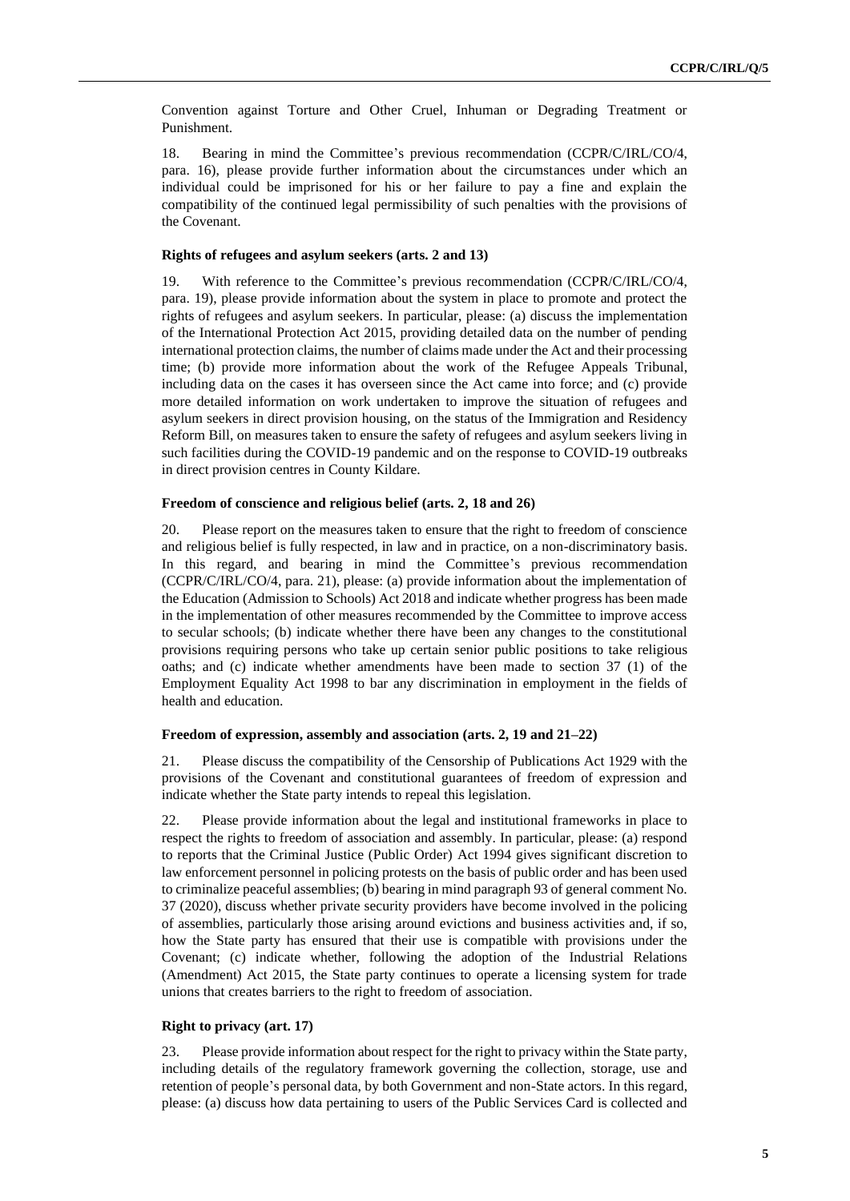Convention against Torture and Other Cruel, Inhuman or Degrading Treatment or Punishment.

18. Bearing in mind the Committee's previous recommendation (CCPR/C/IRL/CO/4, para. 16), please provide further information about the circumstances under which an individual could be imprisoned for his or her failure to pay a fine and explain the compatibility of the continued legal permissibility of such penalties with the provisions of the Covenant.

### Rights of refugees and asylum seekers (arts. 2 and 13)

19. With reference to the Committee's previous recommendation (CCPR/C/IRL/CO/4, para. 19), please provide information about the system in place to promote and protect the rights of refugees and asylum seekers. In particular, please: (a) discuss the implementation of the International Protection Act 2015, providing detailed data on the number of pending international protection claims, the number of claims made under the Act and their processing time; (b) provide more information about the work of the Refugee Appeals Tribunal, including data on the cases it has overseen since the Act came into force; and (c) provide more detailed information on work undertaken to improve the situation of refugees and asylum seekers in direct provision housing, on the status of the Immigration and Residency Reform Bill, on measures taken to ensure the safety of refugees and asylum seekers living in such facilities during the COVID-19 pandemic and on the response to COVID-19 outbreaks in direct provision centres in County Kildare.

### Freedom of conscience and religious belief (arts. 2, 18 and 26)

20. Please report on the measures taken to ensure that the right to freedom of conscience and religious belief is fully respected, in law and in practice, on a non-discriminatory basis. In this regard, and bearing in mind the Committee's previous recommendation (CCPR/C/IRL/CO/4, para. 21), please: (a) provide information about the implementation of the Education (Admission to Schools) Act 2018 and indicate whether progress has been made in the implementation of other measures recommended by the Committee to improve access to secular schools; (b) indicate whether there have been any changes to the constitutional provisions requiring persons who take up certain senior public positions to take religious oaths; and (c) indicate whether amendments have been made to section 37 (1) of the Employment Equality Act 1998 to bar any discrimination in employment in the fields of health and education.

### Freedom of expression, assembly and association (arts. 2, 19 and 21–22)

21. Please discuss the compatibility of the Censorship of Publications Act 1929 with the provisions of the Covenant and constitutional guarantees of freedom of expression and indicate whether the State party intends to repeal this legislation.

22. Please provide information about the legal and institutional frameworks in place to respect the rights to freedom of association and assembly. In particular, please: (a) respond to reports that the Criminal Justice (Public Order) Act 1994 gives significant discretion to law enforcement personnel in policing protests on the basis of public order and has been used to criminalize peaceful assemblies; (b) bearing in mind paragraph 93 of general comment No. 37 (2020), discuss whether private security providers have become involved in the policing of assemblies, particularly those arising around evictions and business activities and, if so, how the State party has ensured that their use is compatible with provisions under the Covenant; (c) indicate whether, following the adoption of the Industrial Relations (Amendment) Act 2015, the State party continues to operate a licensing system for trade unions that creates barriers to the right to freedom of association.

### Right to privacy (art. 17)

23. Please provide information about respect for the right to privacy within the State party, including details of the regulatory framework governing the collection, storage, use and retention of people's personal data, by both Government and non-State actors. In this regard, please: (a) discuss how data pertaining to users of the Public Services Card is collected and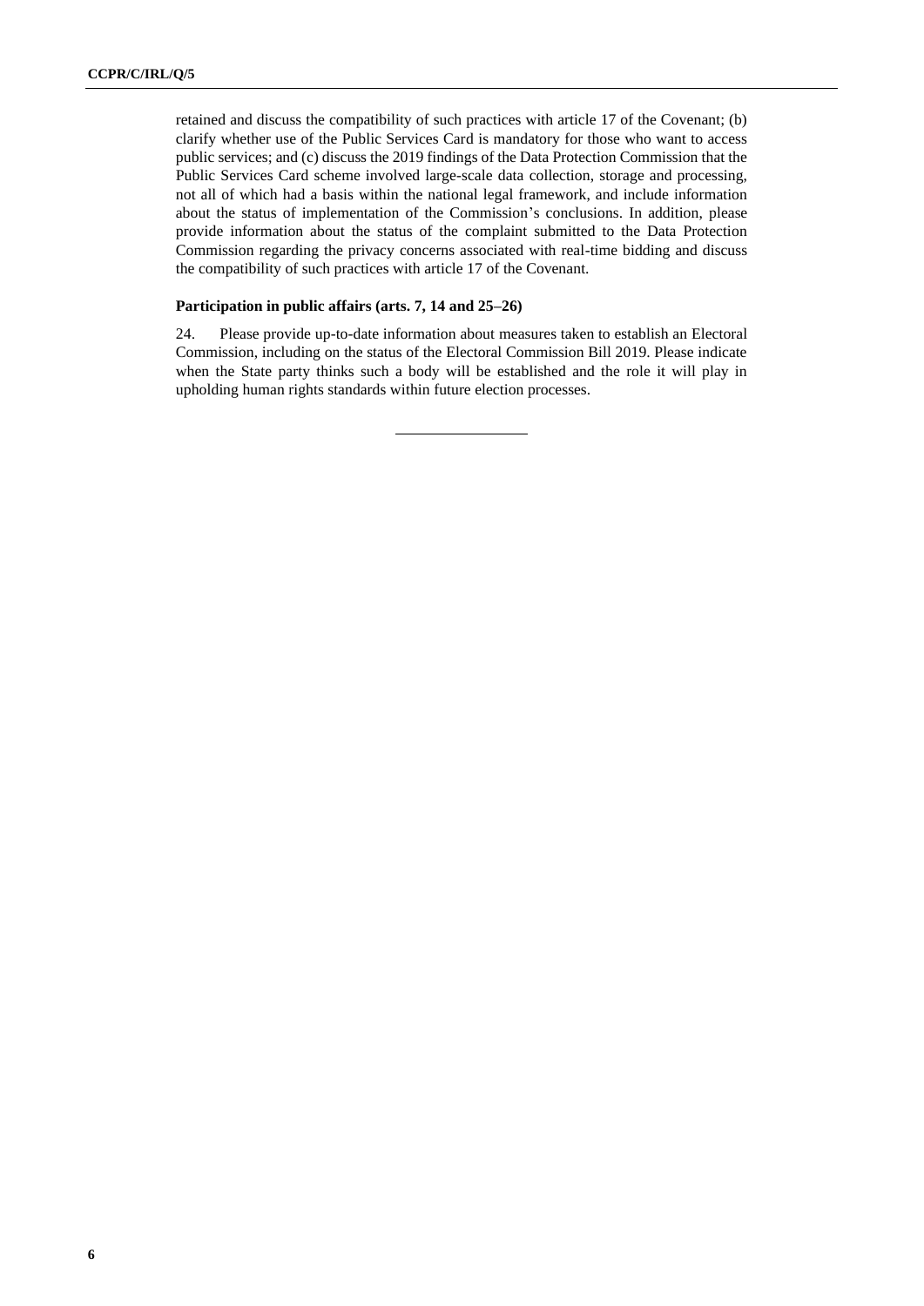retained and discuss the compatibility of such practices with article 17 of the Covenant; (b) clarify whether use of the Public Services Card is mandatory for those who want to access public services; and (c) discuss the 2019 findings of the Data Protection Commission that the Public Services Card scheme involved large-scale data collection, storage and processing, not all of which had a basis within the national legal framework, and include information about the status of implementation of the Commission's conclusions. In addition, please provide information about the status of the complaint submitted to the Data Protection Commission regarding the privacy concerns associated with real-time bidding and discuss the compatibility of such practices with article 17 of the Covenant.

**Participation in public affairs (arts. 7, 14 and 25–26)**

24. Please provide up-to-date information about measures taken to establish an Electoral Commission, including on the status of the Electoral Commission Bill 2019. Please indicate when the State party thinks such a body will be established and the role it will play in upholding human rights standards within future election processes.